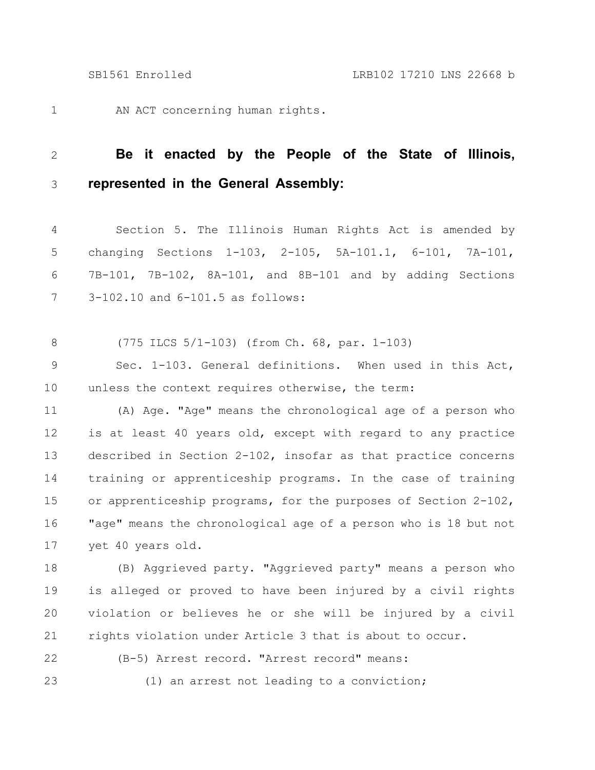AN ACT concerning human rights.

**Be it enacted by the People of the State of Illinois, represented in the General Assembly:**

Section 5. The Illinois Human Rights Act is amended by changing Sections 1-103, 2-105, 5A-101.1, 6-101, 7A-101, 7B-101, 7B-102, 8A-101, and 8B-101 and by adding Sections 3-102.10 and 6-101.5 as follows:

(775 ILCS 5/1-103) (from Ch. 68, par. 1-103)

Sec. 1-103. General definitions. When used in this Act, unless the context requires otherwise, the term:

(A) Age. "Age" means the chronological age of a person who is at least 40 years old, except with regard to any practice described in Section 2-102, insofar as that practice concerns training or apprenticeship programs. In the case of training or apprenticeship programs, for the purposes of Section 2-102, "age" means the chronological age of a person who is 18 but not yet 40 years old.

(B) Aggrieved party. "Aggrieved party" means a person who is alleged or proved to have been injured by a civil rights violation or believes he or she will be injured by a civil rights violation under Article 3 that is about to occur.

(B-5) Arrest record. "Arrest record" means:

(1) an arrest not leading to a conviction;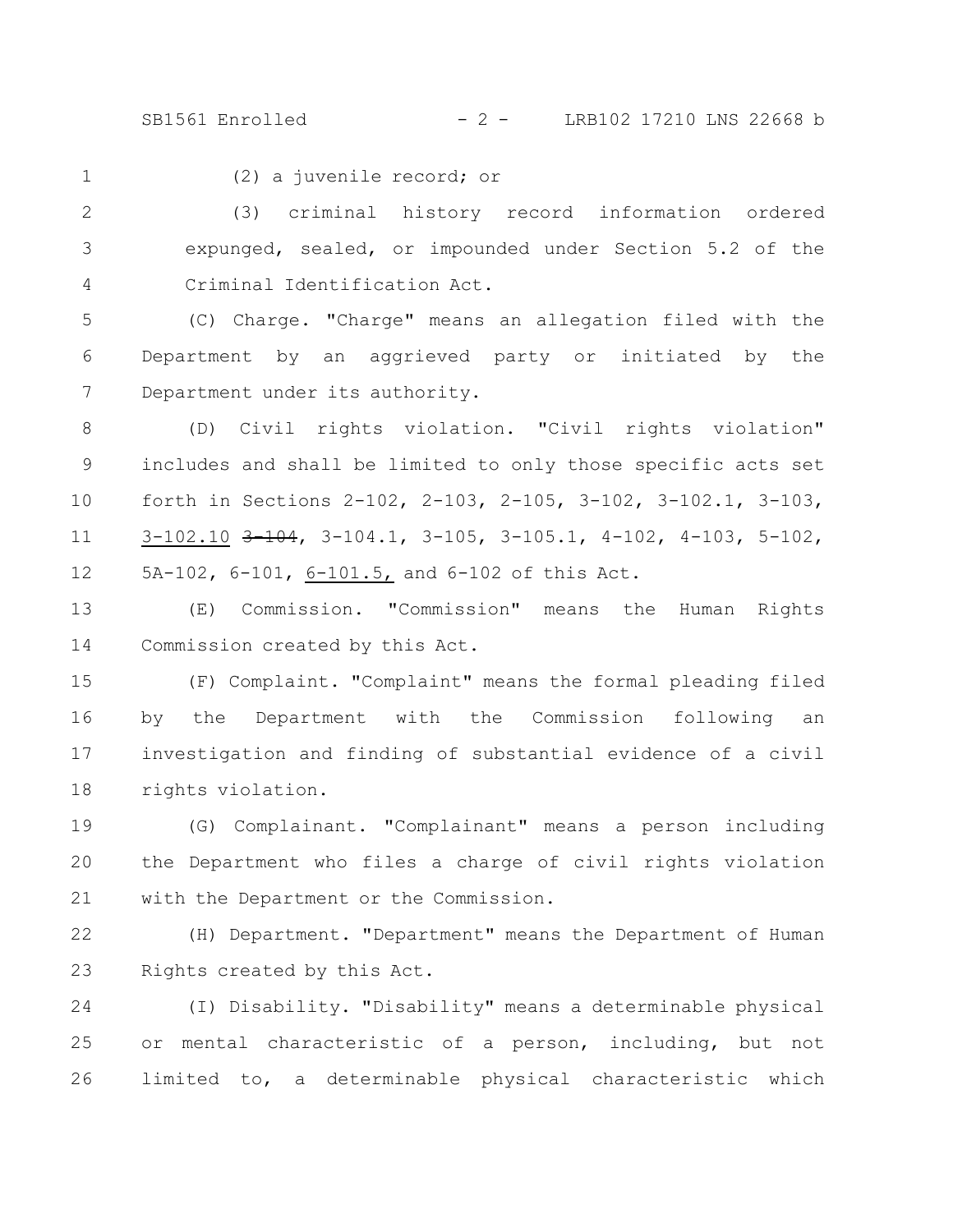(2) a juvenile record; or

(3) criminal history record information ordered expunged, sealed, or impounded under Section 5.2 of the Criminal Identification Act.

(C) Charge. "Charge" means an allegation filed with the Department by an aggrieved party or initiated by the Department under its authority.

(D) Civil rights violation. "Civil rights violation" includes and shall be limited to only those specific acts set forth in Sections 2-102, 2-103, 2-105, 3-102, 3-102.1, 3-103, <u>3-102.10</u> ~~3-104~~, 3-104.1, 3-105, 3-105.1, 4-102, 4-103, 5-102, 5A-102, 6-101, <u>6-101.5,</u> and 6-102 of this Act.

(E) Commission. "Commission" means the Human Rights Commission created by this Act.

(F) Complaint. "Complaint" means the formal pleading filed by the Department with the Commission following an investigation and finding of substantial evidence of a civil rights violation.

(G) Complainant. "Complainant" means a person including the Department who files a charge of civil rights violation with the Department or the Commission.

(H) Department. "Department" means the Department of Human Rights created by this Act.

(I) Disability. "Disability" means a determinable physical or mental characteristic of a person, including, but not limited to, a determinable physical characteristic which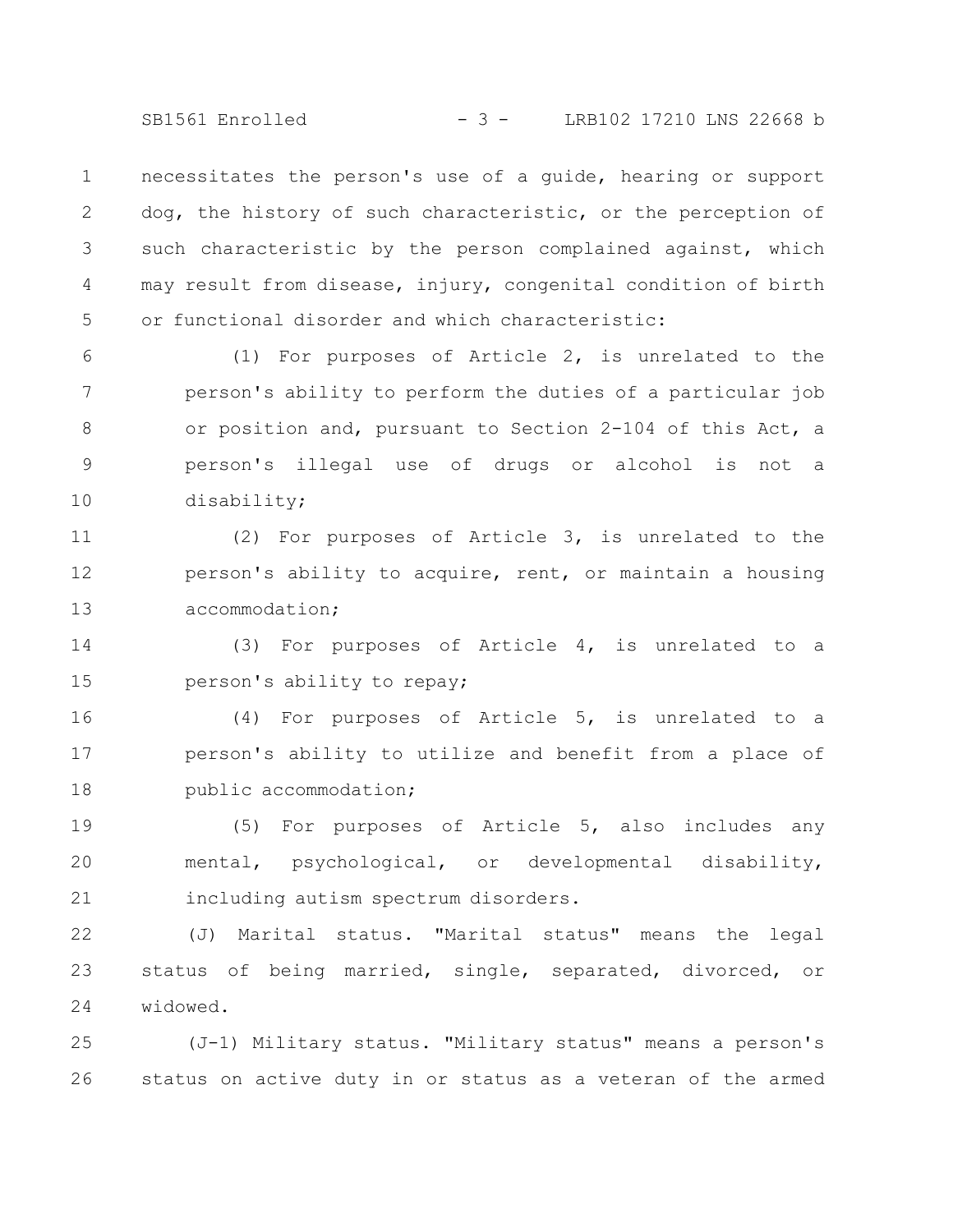necessitates the person's use of a guide, hearing or support dog, the history of such characteristic, or the perception of such characteristic by the person complained against, which may result from disease, injury, congenital condition of birth or functional disorder and which characteristic:

(1) For purposes of Article 2, is unrelated to the person's ability to perform the duties of a particular job or position and, pursuant to Section 2-104 of this Act, a person's illegal use of drugs or alcohol is not a disability;

(2) For purposes of Article 3, is unrelated to the person's ability to acquire, rent, or maintain a housing accommodation;

(3) For purposes of Article 4, is unrelated to a person's ability to repay;

(4) For purposes of Article 5, is unrelated to a person's ability to utilize and benefit from a place of public accommodation;

(5) For purposes of Article 5, also includes any mental, psychological, or developmental disability, including autism spectrum disorders.

(J) Marital status. "Marital status" means the legal status of being married, single, separated, divorced, or widowed.

(J-1) Military status. "Military status" means a person's status on active duty in or status as a veteran of the armed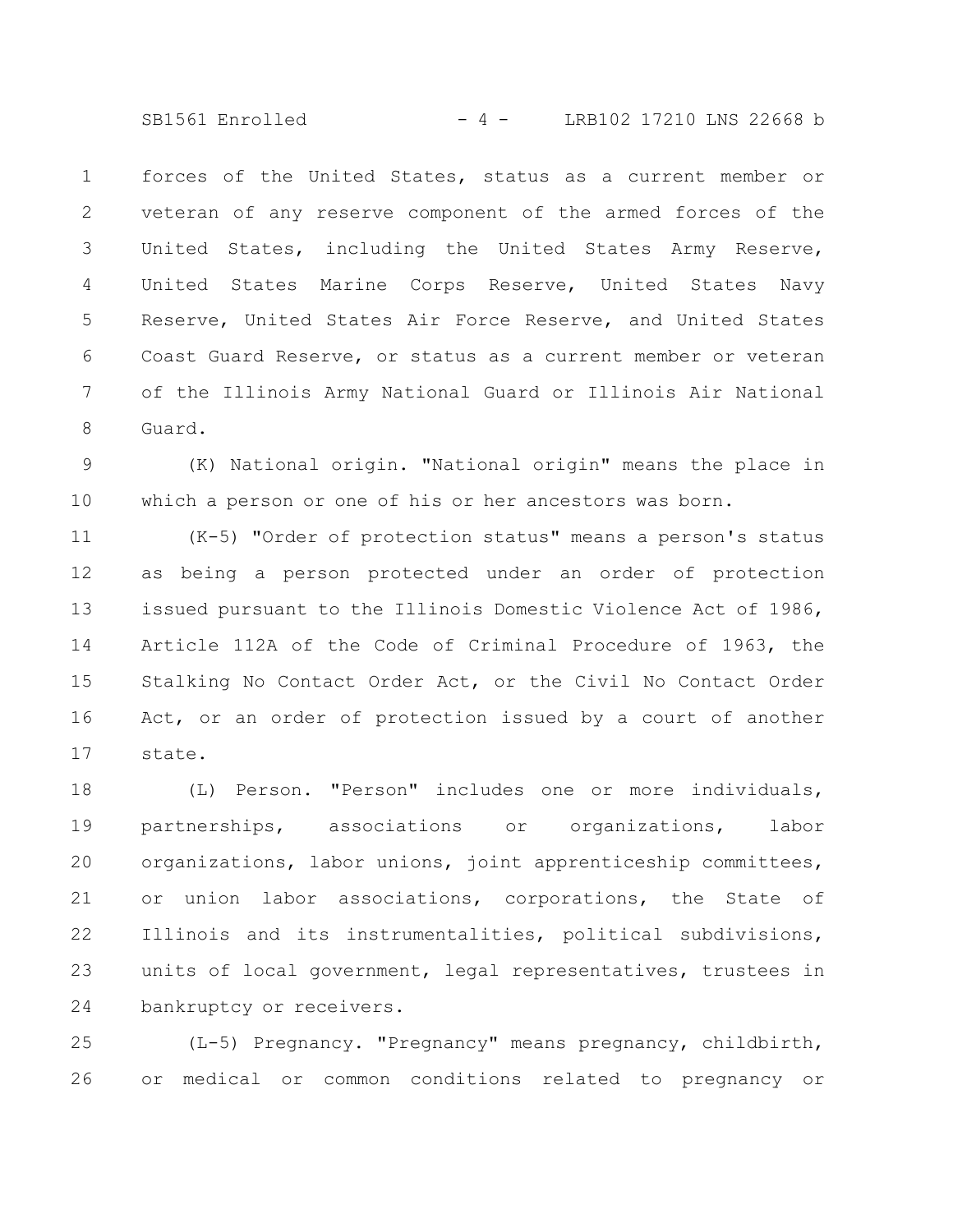forces of the United States, status as a current member or veteran of any reserve component of the armed forces of the United States, including the United States Army Reserve, United States Marine Corps Reserve, United States Navy Reserve, United States Air Force Reserve, and United States Coast Guard Reserve, or status as a current member or veteran of the Illinois Army National Guard or Illinois Air National Guard.

(K) National origin. "National origin" means the place in which a person or one of his or her ancestors was born.

(K-5) "Order of protection status" means a person's status as being a person protected under an order of protection issued pursuant to the Illinois Domestic Violence Act of 1986, Article 112A of the Code of Criminal Procedure of 1963, the Stalking No Contact Order Act, or the Civil No Contact Order Act, or an order of protection issued by a court of another state.

(L) Person. "Person" includes one or more individuals, partnerships, associations or organizations, labor organizations, labor unions, joint apprenticeship committees, or union labor associations, corporations, the State of Illinois and its instrumentalities, political subdivisions, units of local government, legal representatives, trustees in bankruptcy or receivers.

(L-5) Pregnancy. "Pregnancy" means pregnancy, childbirth, or medical or common conditions related to pregnancy or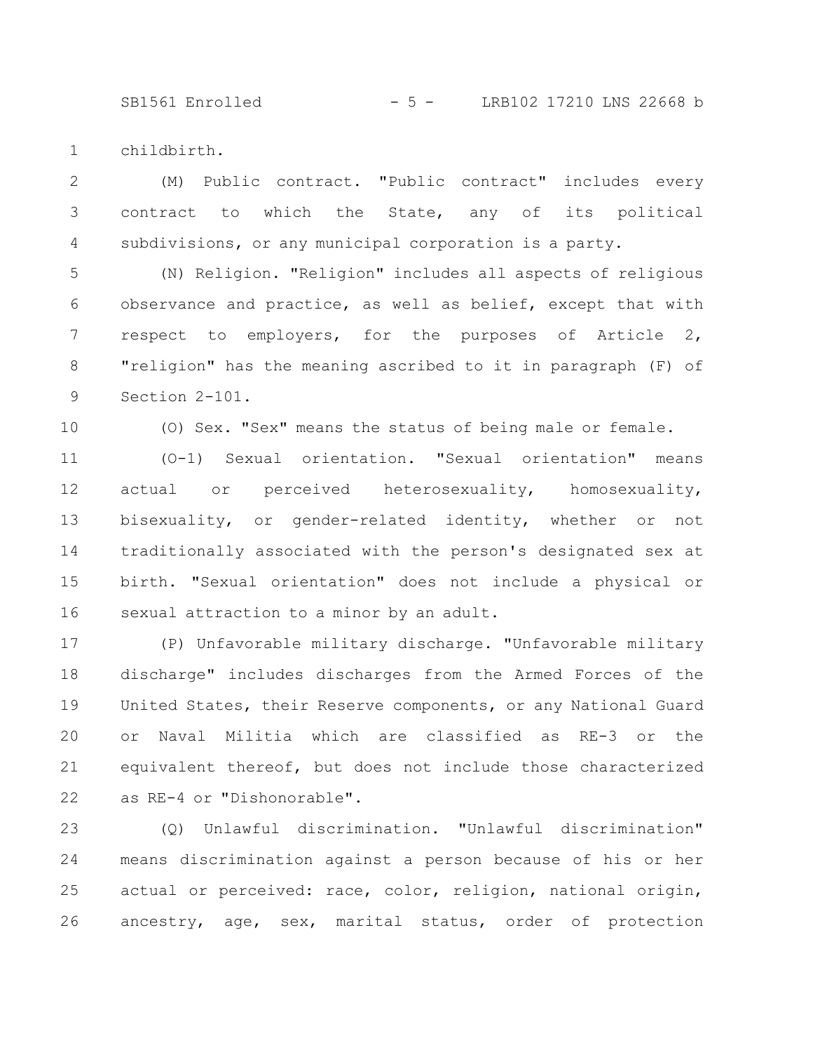childbirth.

(M) Public contract. "Public contract" includes every contract to which the State, any of its political subdivisions, or any municipal corporation is a party.

(N) Religion. "Religion" includes all aspects of religious observance and practice, as well as belief, except that with respect to employers, for the purposes of Article 2, "religion" has the meaning ascribed to it in paragraph (F) of Section 2-101.

(O) Sex. "Sex" means the status of being male or female.

(O-1) Sexual orientation. "Sexual orientation" means actual or perceived heterosexuality, homosexuality, bisexuality, or gender-related identity, whether or not traditionally associated with the person's designated sex at birth. "Sexual orientation" does not include a physical or sexual attraction to a minor by an adult.

(P) Unfavorable military discharge. "Unfavorable military discharge" includes discharges from the Armed Forces of the United States, their Reserve components, or any National Guard or Naval Militia which are classified as RE-3 or the equivalent thereof, but does not include those characterized as RE-4 or "Dishonorable".

(Q) Unlawful discrimination. "Unlawful discrimination" means discrimination against a person because of his or her actual or perceived: race, color, religion, national origin, ancestry, age, sex, marital status, order of protection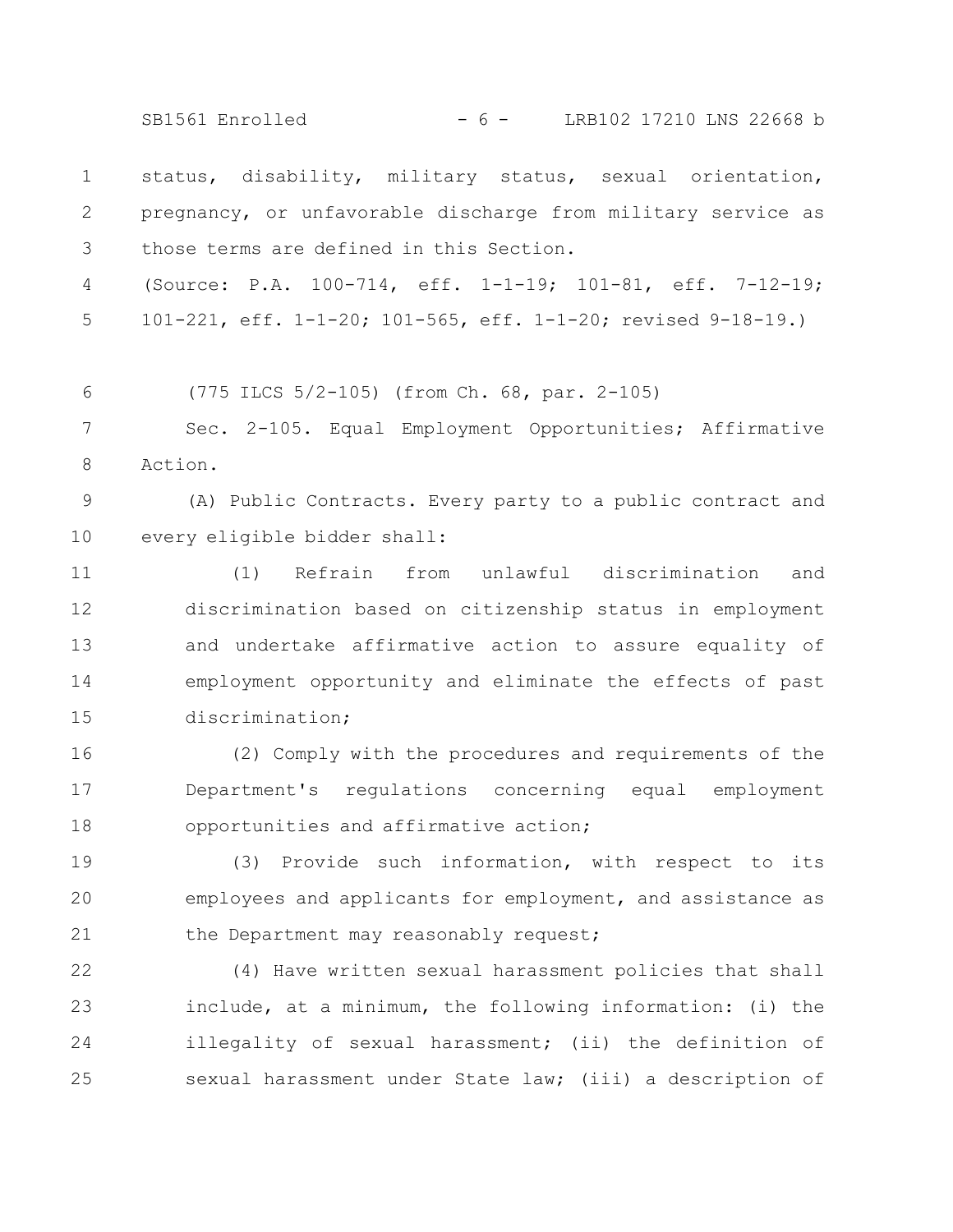status, disability, military status, sexual orientation, pregnancy, or unfavorable discharge from military service as those terms are defined in this Section.

(Source: P.A. 100-714, eff. 1-1-19; 101-81, eff. 7-12-19; 101-221, eff. 1-1-20; 101-565, eff. 1-1-20; revised 9-18-19.)

(775 ILCS 5/2-105) (from Ch. 68, par. 2-105)

Sec. 2-105. Equal Employment Opportunities; Affirmative Action.

(A) Public Contracts. Every party to a public contract and every eligible bidder shall:

(1) Refrain from unlawful discrimination and discrimination based on citizenship status in employment and undertake affirmative action to assure equality of employment opportunity and eliminate the effects of past discrimination;

(2) Comply with the procedures and requirements of the Department's regulations concerning equal employment opportunities and affirmative action;

(3) Provide such information, with respect to its employees and applicants for employment, and assistance as the Department may reasonably request;

(4) Have written sexual harassment policies that shall include, at a minimum, the following information: (i) the illegality of sexual harassment; (ii) the definition of sexual harassment under State law; (iii) a description of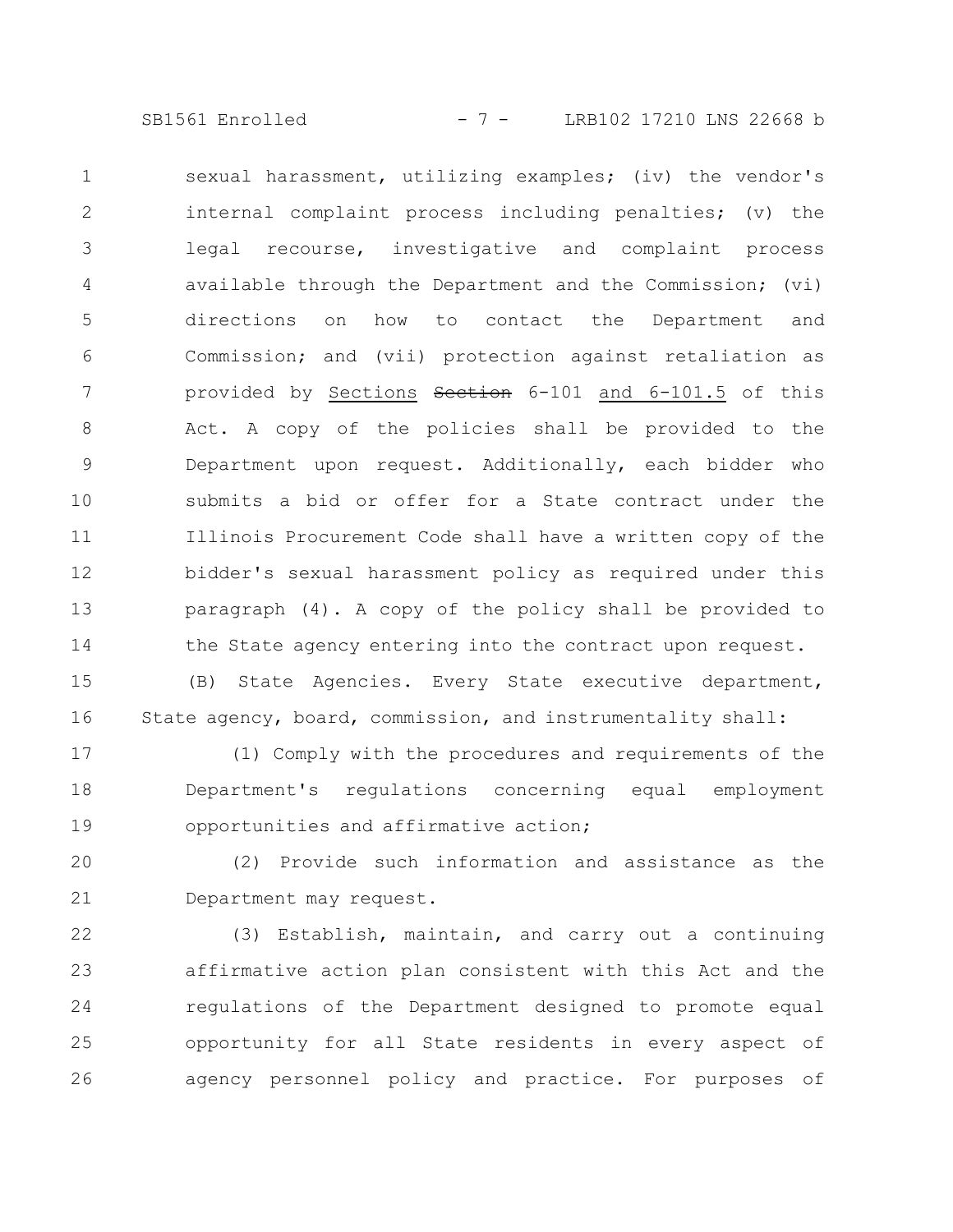sexual harassment, utilizing examples; (iv) the vendor's internal complaint process including penalties; (v) the legal recourse, investigative and complaint process available through the Department and the Commission; (vi) directions on how to contact the Department and Commission; and (vii) protection against retaliation as provided by Sections ~~Section~~ 6-101 and 6-101.5 of this Act. A copy of the policies shall be provided to the Department upon request. Additionally, each bidder who submits a bid or offer for a State contract under the Illinois Procurement Code shall have a written copy of the bidder's sexual harassment policy as required under this paragraph (4). A copy of the policy shall be provided to the State agency entering into the contract upon request.

(B) State Agencies. Every State executive department, State agency, board, commission, and instrumentality shall:

(1) Comply with the procedures and requirements of the Department's regulations concerning equal employment opportunities and affirmative action;

(2) Provide such information and assistance as the Department may request.

(3) Establish, maintain, and carry out a continuing affirmative action plan consistent with this Act and the regulations of the Department designed to promote equal opportunity for all State residents in every aspect of agency personnel policy and practice. For purposes of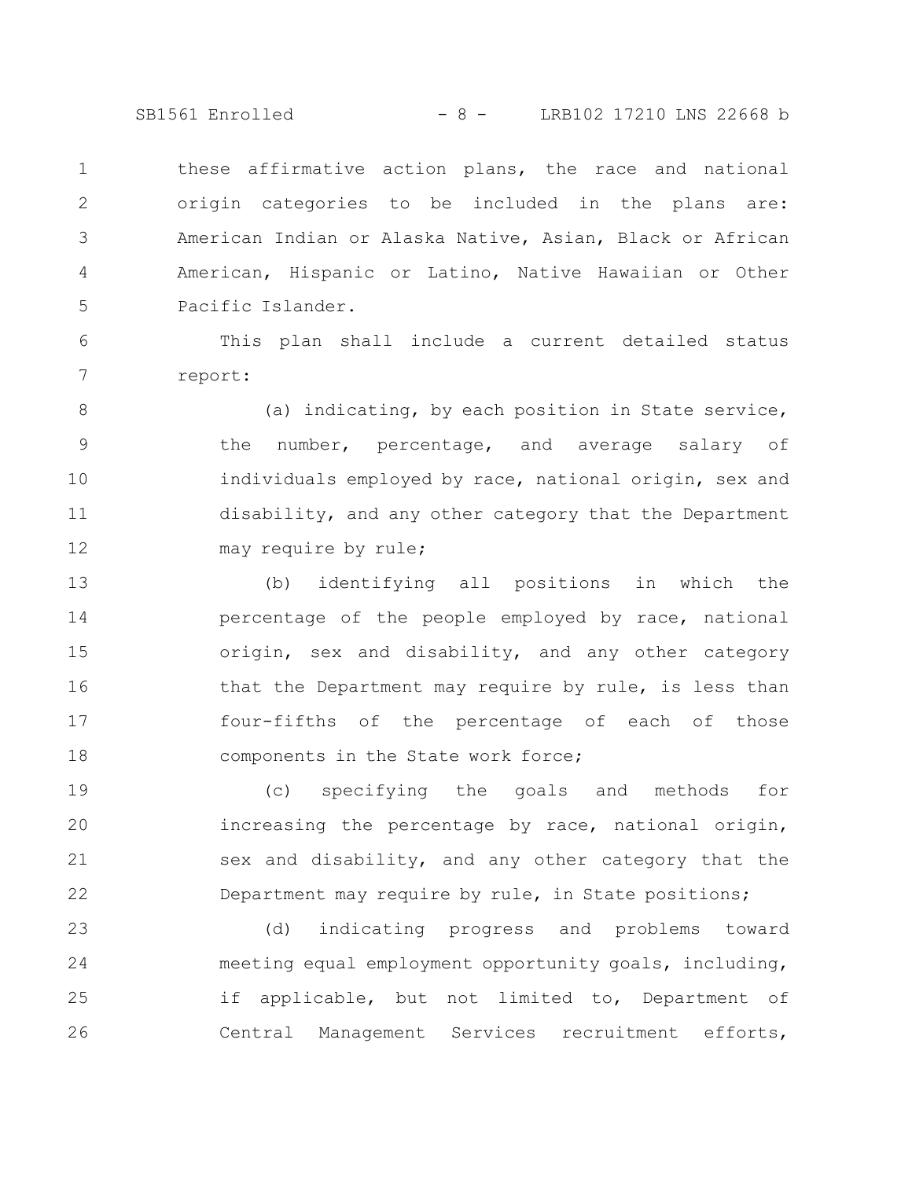these affirmative action plans, the race and national origin categories to be included in the plans are: American Indian or Alaska Native, Asian, Black or African American, Hispanic or Latino, Native Hawaiian or Other Pacific Islander.

This plan shall include a current detailed status report:

(a) indicating, by each position in State service, the number, percentage, and average salary of individuals employed by race, national origin, sex and disability, and any other category that the Department may require by rule;

(b) identifying all positions in which the percentage of the people employed by race, national origin, sex and disability, and any other category that the Department may require by rule, is less than four-fifths of the percentage of each of those components in the State work force;

(c) specifying the goals and methods for increasing the percentage by race, national origin, sex and disability, and any other category that the Department may require by rule, in State positions;

(d) indicating progress and problems toward meeting equal employment opportunity goals, including, if applicable, but not limited to, Department of Central Management Services recruitment efforts,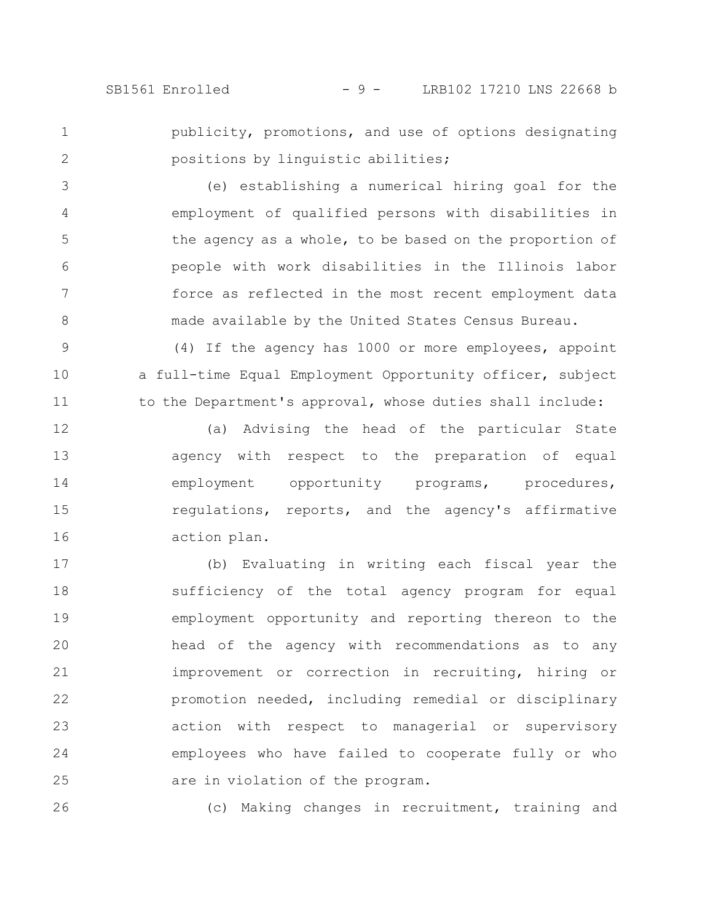publicity, promotions, and use of options designating positions by linguistic abilities;

(e) establishing a numerical hiring goal for the employment of qualified persons with disabilities in the agency as a whole, to be based on the proportion of people with work disabilities in the Illinois labor force as reflected in the most recent employment data made available by the United States Census Bureau.

(4) If the agency has 1000 or more employees, appoint a full-time Equal Employment Opportunity officer, subject to the Department's approval, whose duties shall include:

(a) Advising the head of the particular State agency with respect to the preparation of equal employment opportunity programs, procedures, regulations, reports, and the agency's affirmative action plan.

(b) Evaluating in writing each fiscal year the sufficiency of the total agency program for equal employment opportunity and reporting thereon to the head of the agency with recommendations as to any improvement or correction in recruiting, hiring or promotion needed, including remedial or disciplinary action with respect to managerial or supervisory employees who have failed to cooperate fully or who are in violation of the program.

(c) Making changes in recruitment, training and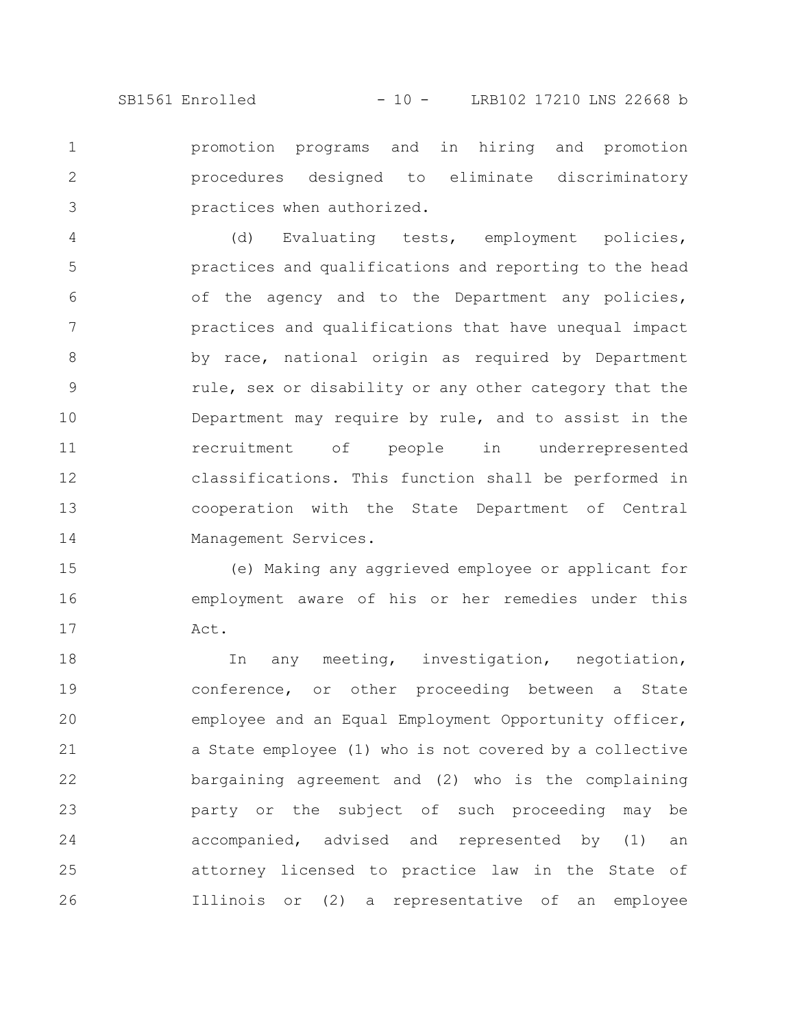promotion programs and in hiring and promotion procedures designed to eliminate discriminatory practices when authorized.

(d) Evaluating tests, employment policies, practices and qualifications and reporting to the head of the agency and to the Department any policies, practices and qualifications that have unequal impact by race, national origin as required by Department rule, sex or disability or any other category that the Department may require by rule, and to assist in the recruitment of people in underrepresented classifications. This function shall be performed in cooperation with the State Department of Central Management Services.

(e) Making any aggrieved employee or applicant for employment aware of his or her remedies under this Act.

In any meeting, investigation, negotiation, conference, or other proceeding between a State employee and an Equal Employment Opportunity officer, a State employee (1) who is not covered by a collective bargaining agreement and (2) who is the complaining party or the subject of such proceeding may be accompanied, advised and represented by (1) an attorney licensed to practice law in the State of Illinois or (2) a representative of an employee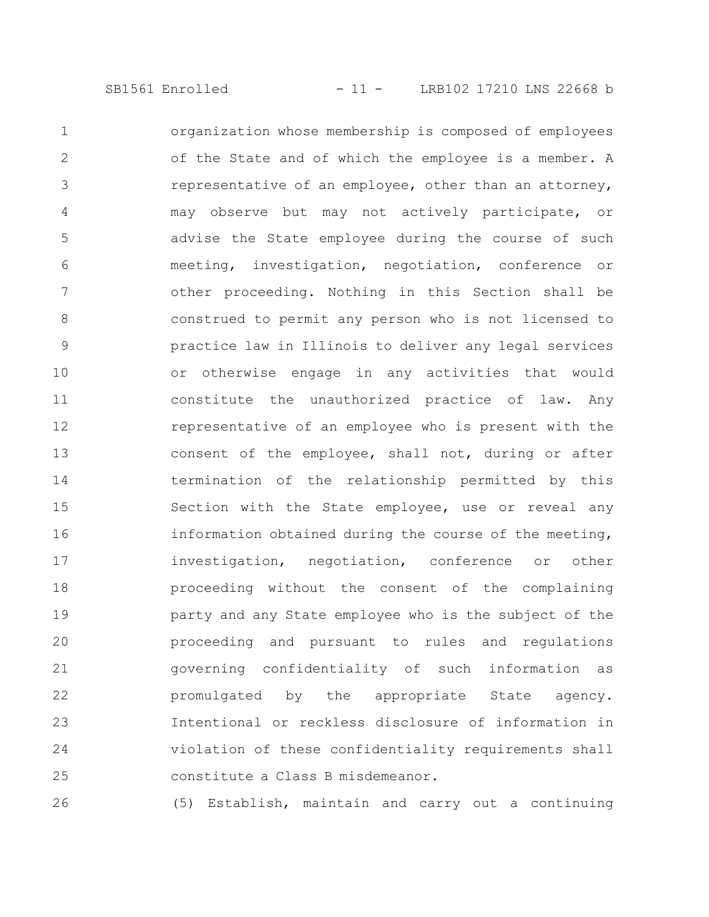organization whose membership is composed of employees of the State and of which the employee is a member. A representative of an employee, other than an attorney, may observe but may not actively participate, or advise the State employee during the course of such meeting, investigation, negotiation, conference or other proceeding. Nothing in this Section shall be construed to permit any person who is not licensed to practice law in Illinois to deliver any legal services or otherwise engage in any activities that would constitute the unauthorized practice of law. Any representative of an employee who is present with the consent of the employee, shall not, during or after termination of the relationship permitted by this Section with the State employee, use or reveal any information obtained during the course of the meeting, investigation, negotiation, conference or other proceeding without the consent of the complaining party and any State employee who is the subject of the proceeding and pursuant to rules and regulations governing confidentiality of such information as promulgated by the appropriate State agency. Intentional or reckless disclosure of information in violation of these confidentiality requirements shall constitute a Class B misdemeanor.

(5) Establish, maintain and carry out a continuing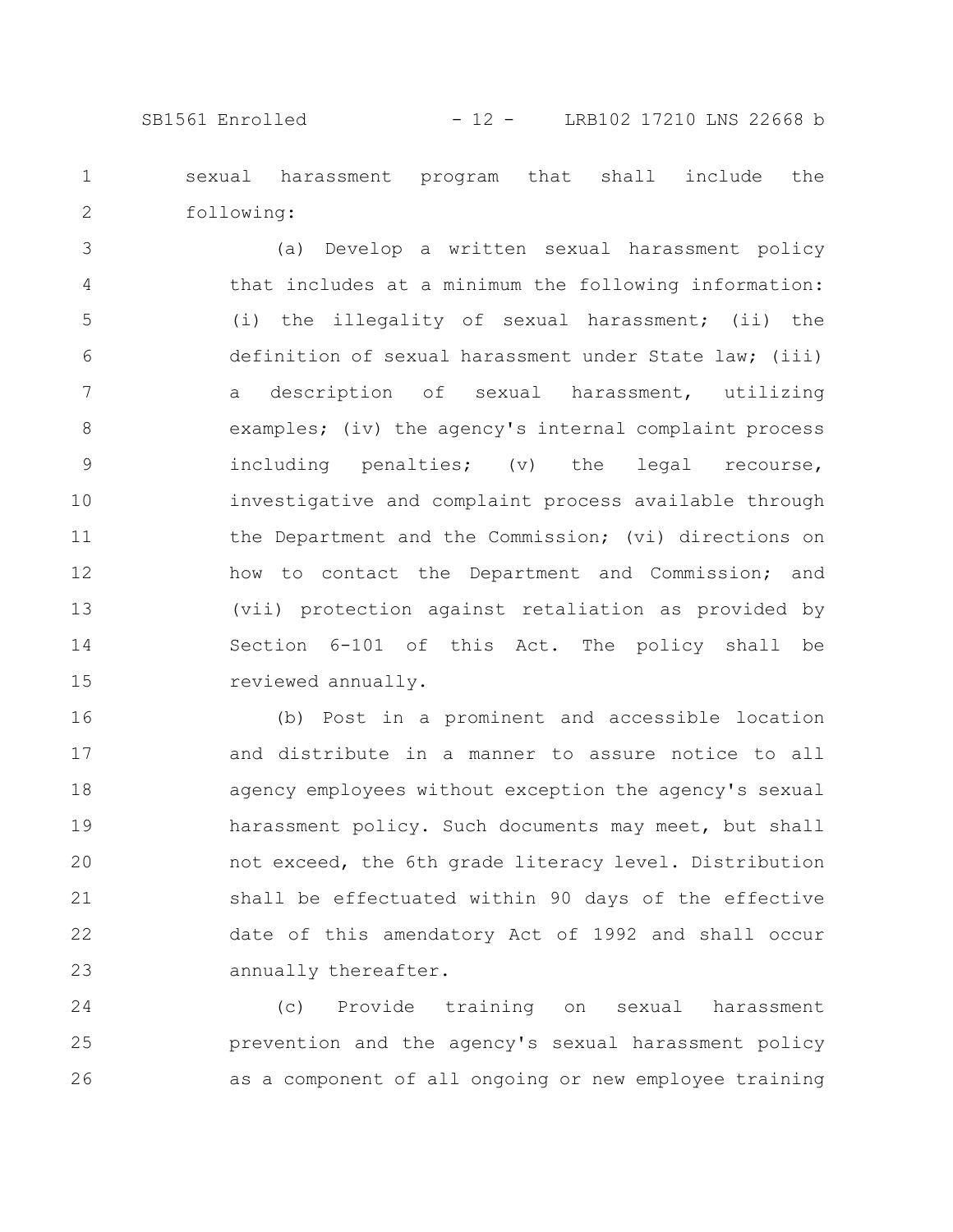sexual harassment program that shall include the following:

(a) Develop a written sexual harassment policy that includes at a minimum the following information: (i) the illegality of sexual harassment; (ii) the definition of sexual harassment under State law; (iii) a description of sexual harassment, utilizing examples; (iv) the agency's internal complaint process including penalties; (v) the legal recourse, investigative and complaint process available through the Department and the Commission; (vi) directions on how to contact the Department and Commission; and (vii) protection against retaliation as provided by Section 6-101 of this Act. The policy shall be reviewed annually.

(b) Post in a prominent and accessible location and distribute in a manner to assure notice to all agency employees without exception the agency's sexual harassment policy. Such documents may meet, but shall not exceed, the 6th grade literacy level. Distribution shall be effectuated within 90 days of the effective date of this amendatory Act of 1992 and shall occur annually thereafter.

(c) Provide training on sexual harassment prevention and the agency's sexual harassment policy as a component of all ongoing or new employee training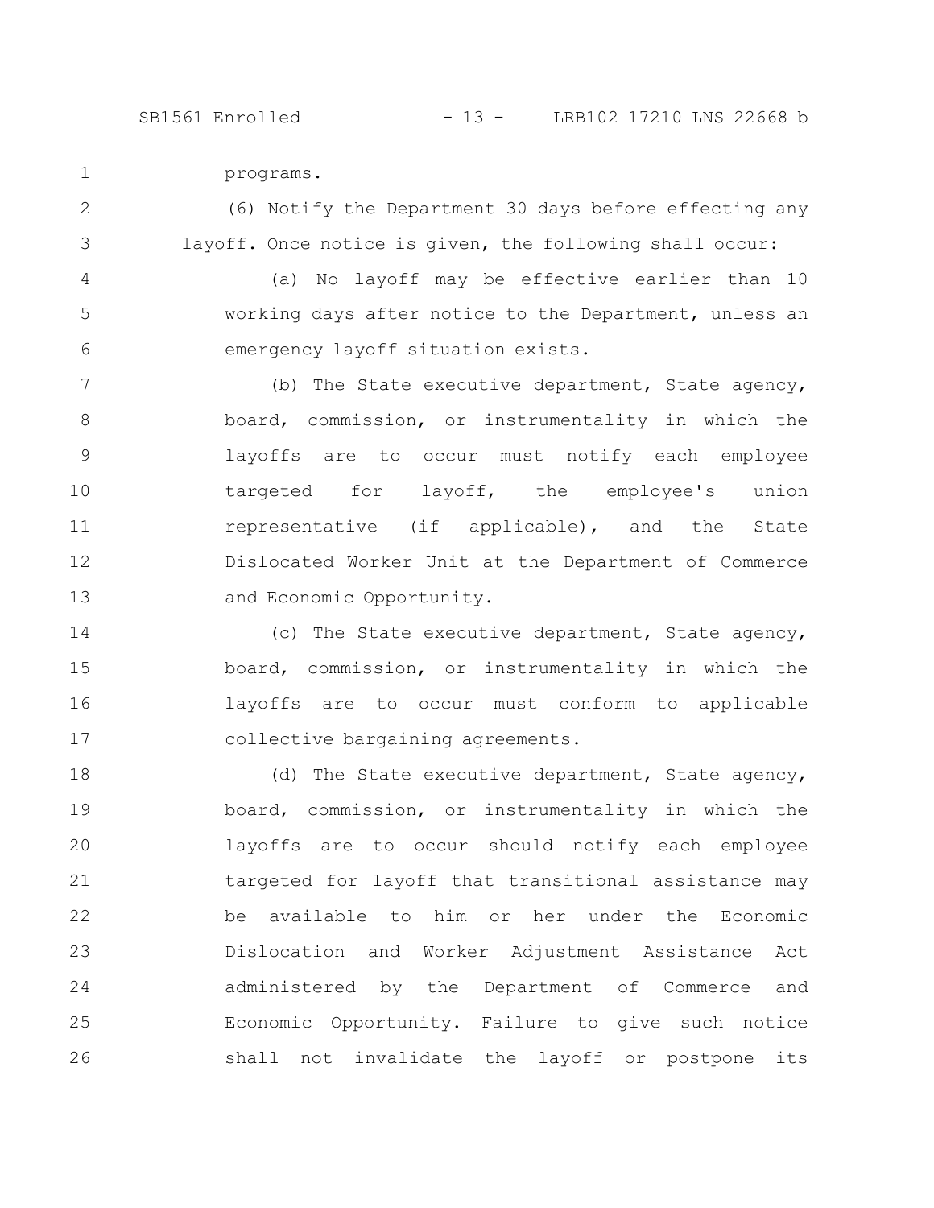programs.

(6) Notify the Department 30 days before effecting any layoff. Once notice is given, the following shall occur:

(a) No layoff may be effective earlier than 10 working days after notice to the Department, unless an emergency layoff situation exists.

(b) The State executive department, State agency, board, commission, or instrumentality in which the layoffs are to occur must notify each employee targeted for layoff, the employee's union representative (if applicable), and the State Dislocated Worker Unit at the Department of Commerce and Economic Opportunity.

(c) The State executive department, State agency, board, commission, or instrumentality in which the layoffs are to occur must conform to applicable collective bargaining agreements.

(d) The State executive department, State agency, board, commission, or instrumentality in which the layoffs are to occur should notify each employee targeted for layoff that transitional assistance may be available to him or her under the Economic Dislocation and Worker Adjustment Assistance Act administered by the Department of Commerce and Economic Opportunity. Failure to give such notice shall not invalidate the layoff or postpone its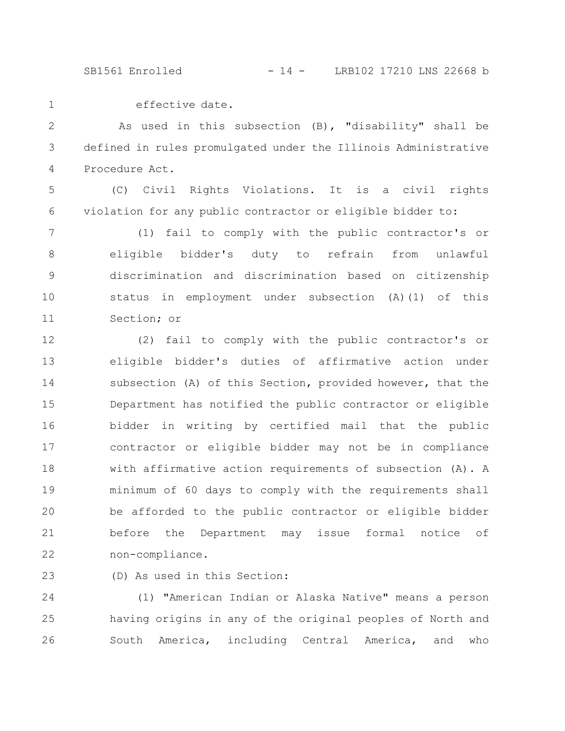effective date.

As used in this subsection (B), "disability" shall be defined in rules promulgated under the Illinois Administrative Procedure Act.

(C) Civil Rights Violations. It is a civil rights violation for any public contractor or eligible bidder to:

(1) fail to comply with the public contractor's or eligible bidder's duty to refrain from unlawful discrimination and discrimination based on citizenship status in employment under subsection (A)(1) of this Section; or

(2) fail to comply with the public contractor's or eligible bidder's duties of affirmative action under subsection (A) of this Section, provided however, that the Department has notified the public contractor or eligible bidder in writing by certified mail that the public contractor or eligible bidder may not be in compliance with affirmative action requirements of subsection (A). A minimum of 60 days to comply with the requirements shall be afforded to the public contractor or eligible bidder before the Department may issue formal notice of non-compliance.

(D) As used in this Section:

(1) "American Indian or Alaska Native" means a person having origins in any of the original peoples of North and South America, including Central America, and who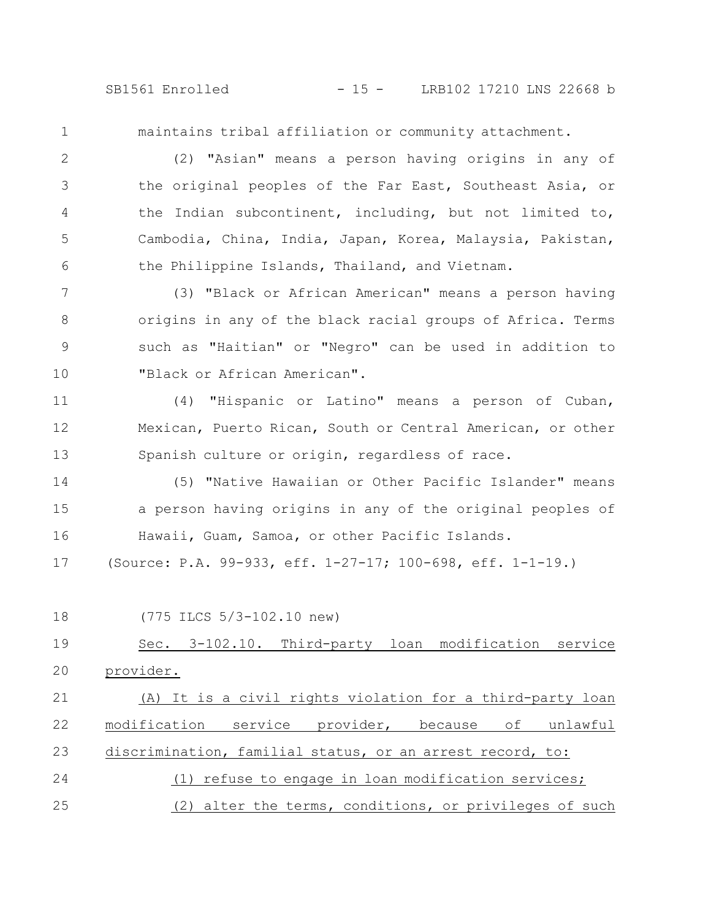maintains tribal affiliation or community attachment.

(2) "Asian" means a person having origins in any of the original peoples of the Far East, Southeast Asia, or the Indian subcontinent, including, but not limited to, Cambodia, China, India, Japan, Korea, Malaysia, Pakistan, the Philippine Islands, Thailand, and Vietnam.

(3) "Black or African American" means a person having origins in any of the black racial groups of Africa. Terms such as "Haitian" or "Negro" can be used in addition to "Black or African American".

(4) "Hispanic or Latino" means a person of Cuban, Mexican, Puerto Rican, South or Central American, or other Spanish culture or origin, regardless of race.

(5) "Native Hawaiian or Other Pacific Islander" means a person having origins in any of the original peoples of Hawaii, Guam, Samoa, or other Pacific Islands.

(Source: P.A. 99-933, eff. 1-27-17; 100-698, eff. 1-1-19.)

(775 ILCS 5/3-102.10 new)

Sec. 3-102.10. Third-party loan modification service provider.

(A) It is a civil rights violation for a third-party loan modification service provider, because of unlawful discrimination, familial status, or an arrest record, to:

(1) refuse to engage in loan modification services;

(2) alter the terms, conditions, or privileges of such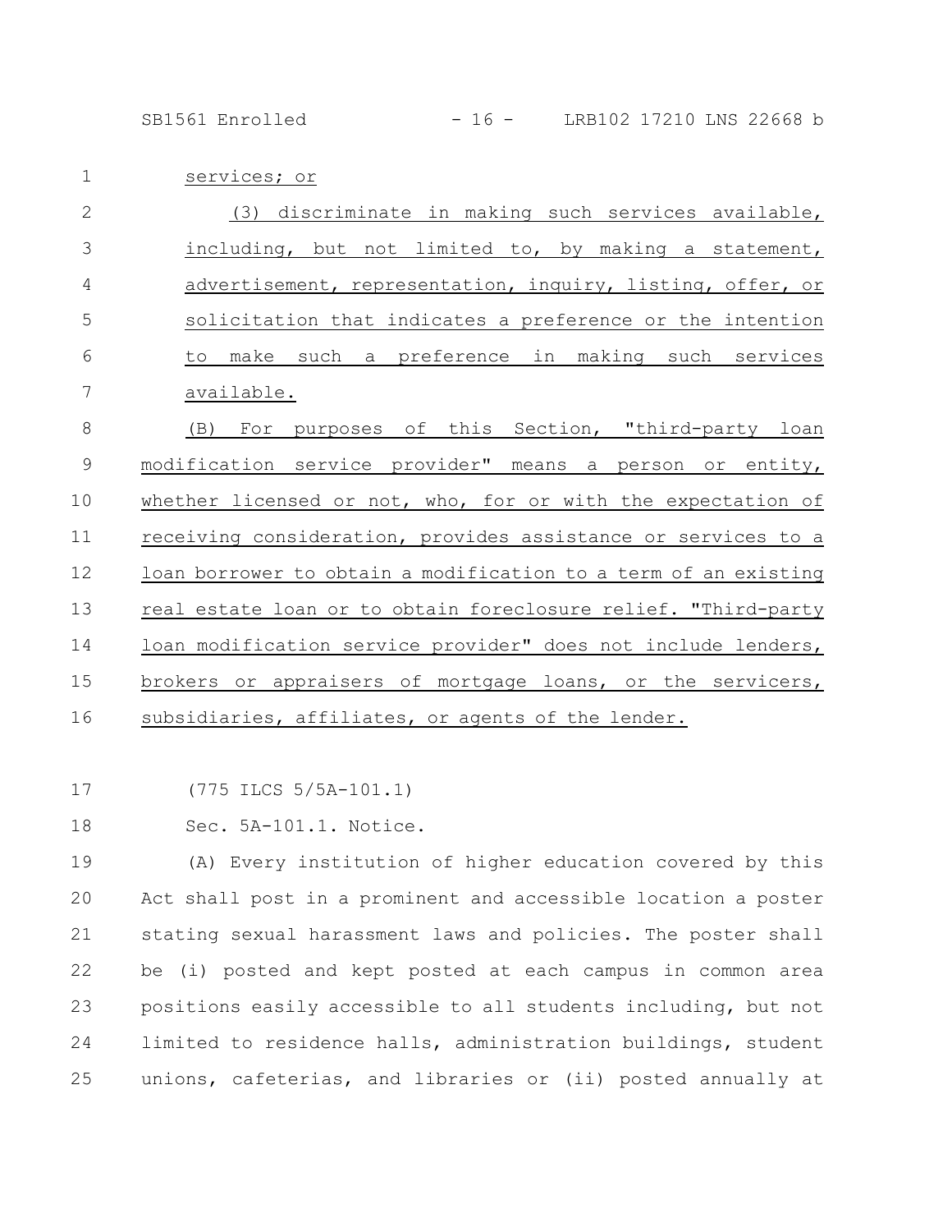services; or

(3) discriminate in making such services available, including, but not limited to, by making a statement, advertisement, representation, inquiry, listing, offer, or solicitation that indicates a preference or the intention to make such a preference in making such services available.

(B) For purposes of this Section, "third-party loan modification service provider" means a person or entity, whether licensed or not, who, for or with the expectation of receiving consideration, provides assistance or services to a loan borrower to obtain a modification to a term of an existing real estate loan or to obtain foreclosure relief. "Third-party loan modification service provider" does not include lenders, brokers or appraisers of mortgage loans, or the servicers, subsidiaries, affiliates, or agents of the lender.

(775 ILCS 5/5A-101.1)

Sec. 5A-101.1. Notice.

(A) Every institution of higher education covered by this Act shall post in a prominent and accessible location a poster stating sexual harassment laws and policies. The poster shall be (i) posted and kept posted at each campus in common area positions easily accessible to all students including, but not limited to residence halls, administration buildings, student unions, cafeterias, and libraries or (ii) posted annually at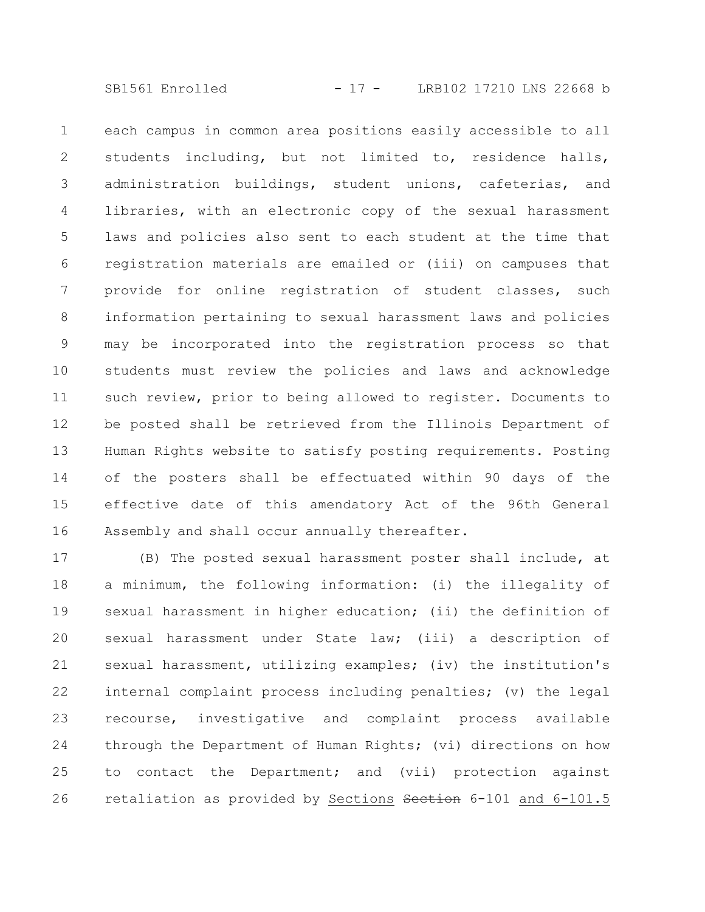each campus in common area positions easily accessible to all students including, but not limited to, residence halls, administration buildings, student unions, cafeterias, and libraries, with an electronic copy of the sexual harassment laws and policies also sent to each student at the time that registration materials are emailed or (iii) on campuses that provide for online registration of student classes, such information pertaining to sexual harassment laws and policies may be incorporated into the registration process so that students must review the policies and laws and acknowledge such review, prior to being allowed to register. Documents to be posted shall be retrieved from the Illinois Department of Human Rights website to satisfy posting requirements. Posting of the posters shall be effectuated within 90 days of the effective date of this amendatory Act of the 96th General Assembly and shall occur annually thereafter.

(B) The posted sexual harassment poster shall include, at a minimum, the following information: (i) the illegality of sexual harassment in higher education; (ii) the definition of sexual harassment under State law; (iii) a description of sexual harassment, utilizing examples; (iv) the institution's internal complaint process including penalties; (v) the legal recourse, investigative and complaint process available through the Department of Human Rights; (vi) directions on how to contact the Department; and (vii) protection against retaliation as provided by Sections ~~Section~~ 6-101 and 6-101.5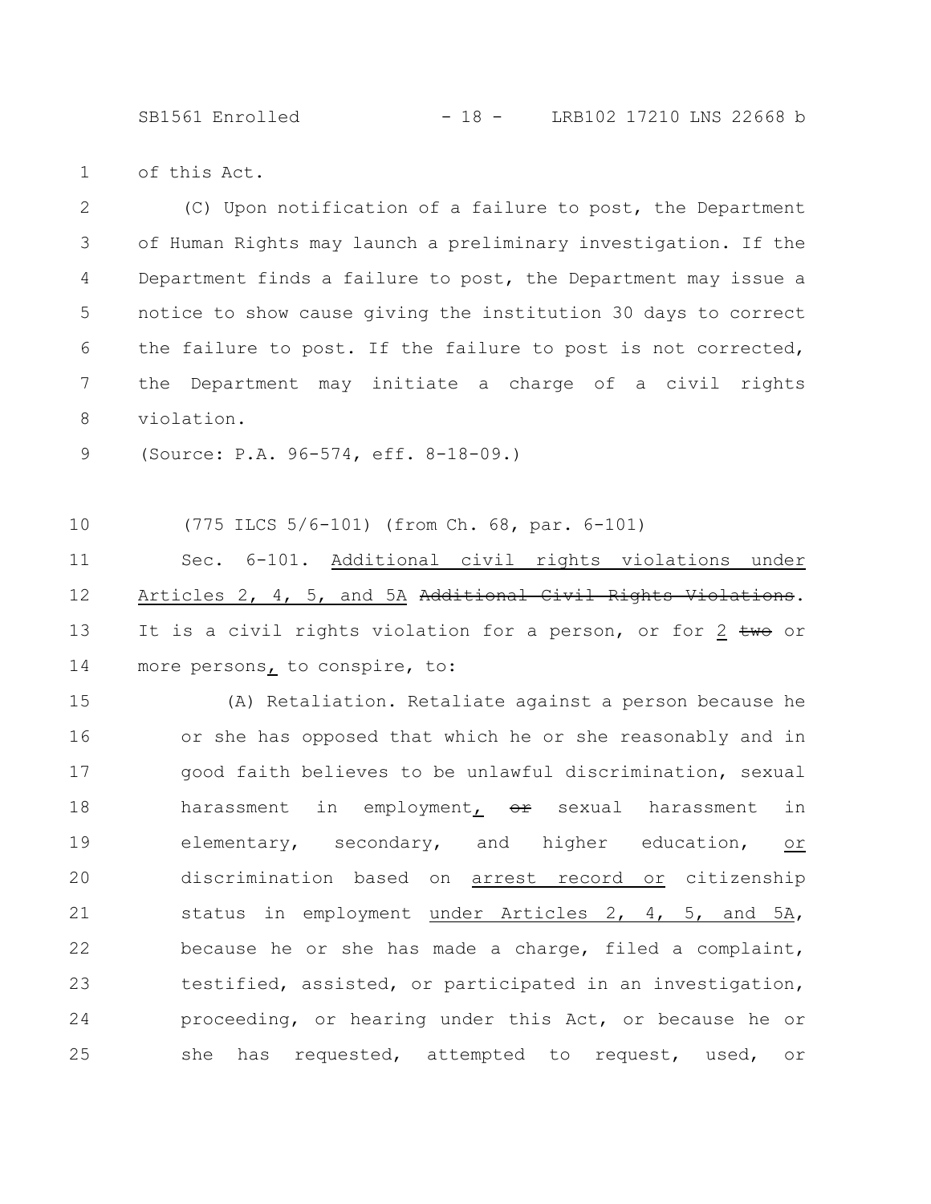of this Act.

(C) Upon notification of a failure to post, the Department of Human Rights may launch a preliminary investigation. If the Department finds a failure to post, the Department may issue a notice to show cause giving the institution 30 days to correct the failure to post. If the failure to post is not corrected, the Department may initiate a charge of a civil rights violation.

(Source: P.A. 96-574, eff. 8-18-09.)

(775 ILCS 5/6-101) (from Ch. 68, par. 6-101)

Sec. 6-101. Additional civil rights violations under Articles 2, 4, 5, and 5A ~~Additional Civil Rights Violations~~. It is a civil rights violation for a person, or for 2 ~~two~~ or more persons, to conspire, to:

(A) Retaliation. Retaliate against a person because he or she has opposed that which he or she reasonably and in good faith believes to be unlawful discrimination, sexual harassment in employment, ~~or~~ sexual harassment in elementary, secondary, and higher education, or discrimination based on arrest record or citizenship status in employment under Articles 2, 4, 5, and 5A, because he or she has made a charge, filed a complaint, testified, assisted, or participated in an investigation, proceeding, or hearing under this Act, or because he or she has requested, attempted to request, used, or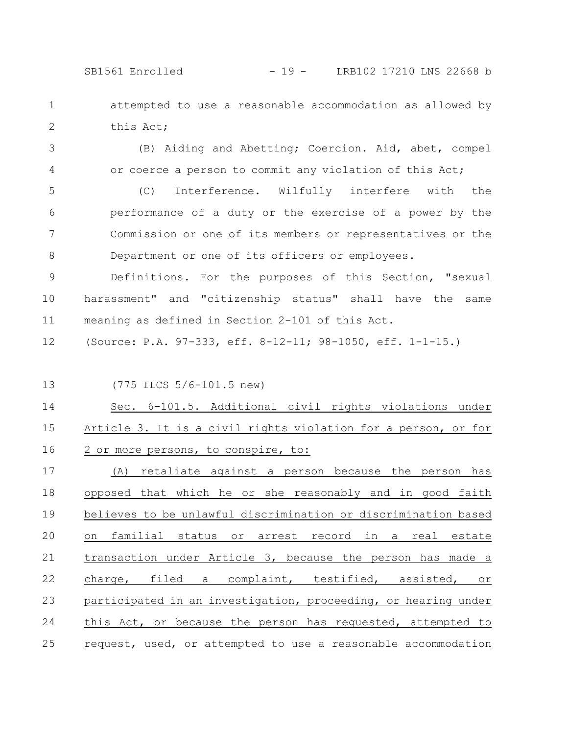attempted to use a reasonable accommodation as allowed by this Act;

(B) Aiding and Abetting; Coercion. Aid, abet, compel or coerce a person to commit any violation of this Act;

(C) Interference. Wilfully interfere with the performance of a duty or the exercise of a power by the Commission or one of its members or representatives or the Department or one of its officers or employees.

Definitions. For the purposes of this Section, "sexual harassment" and "citizenship status" shall have the same meaning as defined in Section 2-101 of this Act.

(Source: P.A. 97-333, eff. 8-12-11; 98-1050, eff. 1-1-15.)

(775 ILCS 5/6-101.5 new)

Sec. 6-101.5. Additional civil rights violations under Article 3. It is a civil rights violation for a person, or for 2 or more persons, to conspire, to:

(A) retaliate against a person because the person has opposed that which he or she reasonably and in good faith believes to be unlawful discrimination or discrimination based on familial status or arrest record in a real estate transaction under Article 3, because the person has made a charge, filed a complaint, testified, assisted, or participated in an investigation, proceeding, or hearing under this Act, or because the person has requested, attempted to request, used, or attempted to use a reasonable accommodation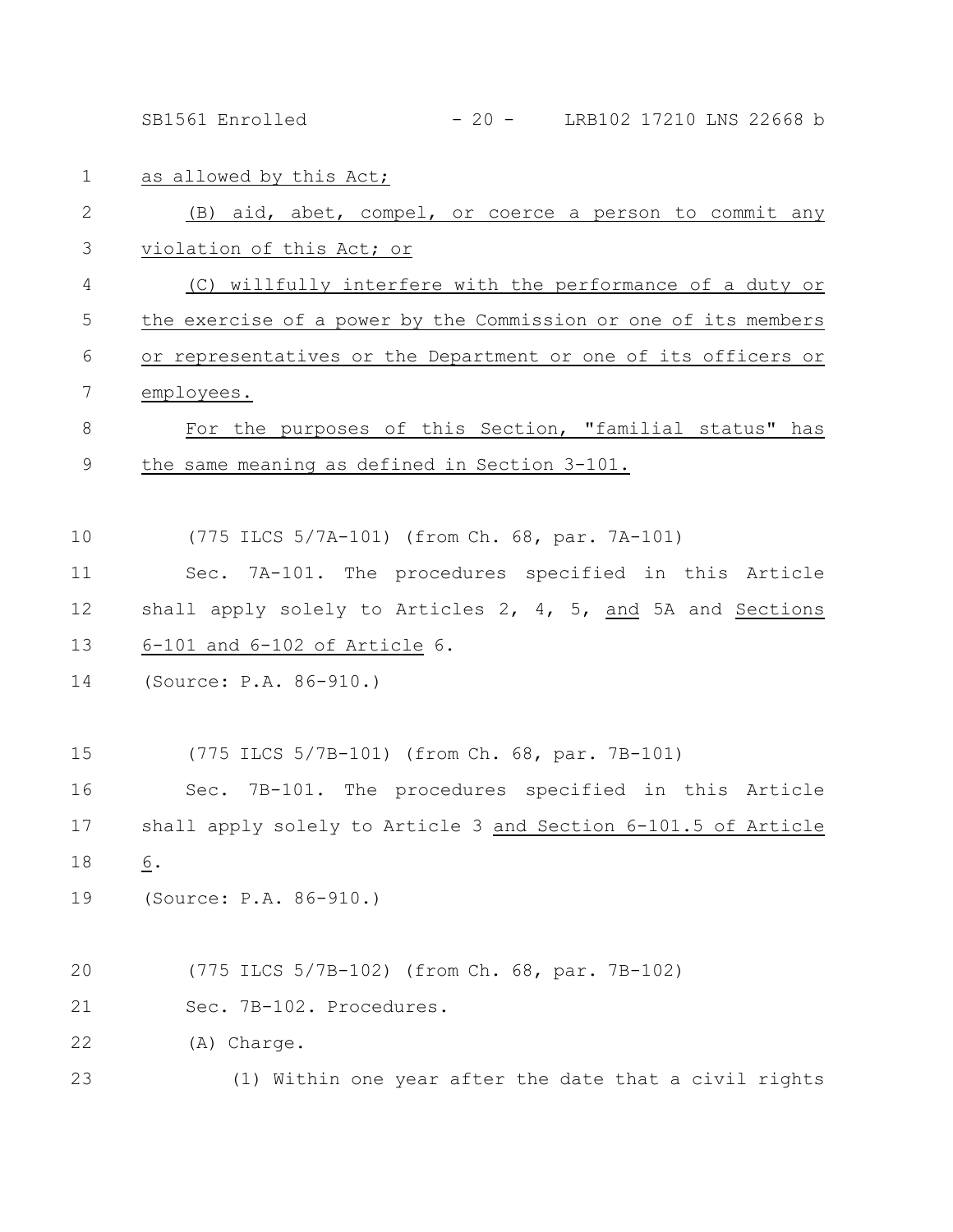as allowed by this Act;

(B) aid, abet, compel, or coerce a person to commit any violation of this Act; or

(C) willfully interfere with the performance of a duty or the exercise of a power by the Commission or one of its members or representatives or the Department or one of its officers or employees.

For the purposes of this Section, "familial status" has the same meaning as defined in Section 3-101.

(775 ILCS 5/7A-101) (from Ch. 68, par. 7A-101)

Sec. 7A-101. The procedures specified in this Article shall apply solely to Articles 2, 4, 5, and 5A and Sections 6-101 and 6-102 of Article 6.

(Source: P.A. 86-910.)

(775 ILCS 5/7B-101) (from Ch. 68, par. 7B-101)

Sec. 7B-101. The procedures specified in this Article shall apply solely to Article 3 and Section 6-101.5 of Article 6.

(Source: P.A. 86-910.)

(775 ILCS 5/7B-102) (from Ch. 68, par. 7B-102)

Sec. 7B-102. Procedures.

(A) Charge.

(1) Within one year after the date that a civil rights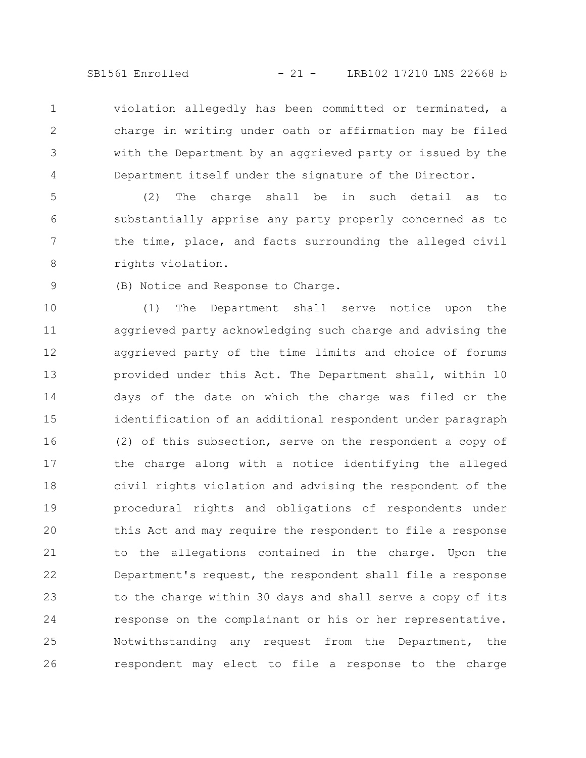violation allegedly has been committed or terminated, a charge in writing under oath or affirmation may be filed with the Department by an aggrieved party or issued by the Department itself under the signature of the Director.

(2) The charge shall be in such detail as to substantially apprise any party properly concerned as to the time, place, and facts surrounding the alleged civil rights violation.

(B) Notice and Response to Charge.

(1) The Department shall serve notice upon the aggrieved party acknowledging such charge and advising the aggrieved party of the time limits and choice of forums provided under this Act. The Department shall, within 10 days of the date on which the charge was filed or the identification of an additional respondent under paragraph (2) of this subsection, serve on the respondent a copy of the charge along with a notice identifying the alleged civil rights violation and advising the respondent of the procedural rights and obligations of respondents under this Act and may require the respondent to file a response to the allegations contained in the charge. Upon the Department's request, the respondent shall file a response to the charge within 30 days and shall serve a copy of its response on the complainant or his or her representative. Notwithstanding any request from the Department, the respondent may elect to file a response to the charge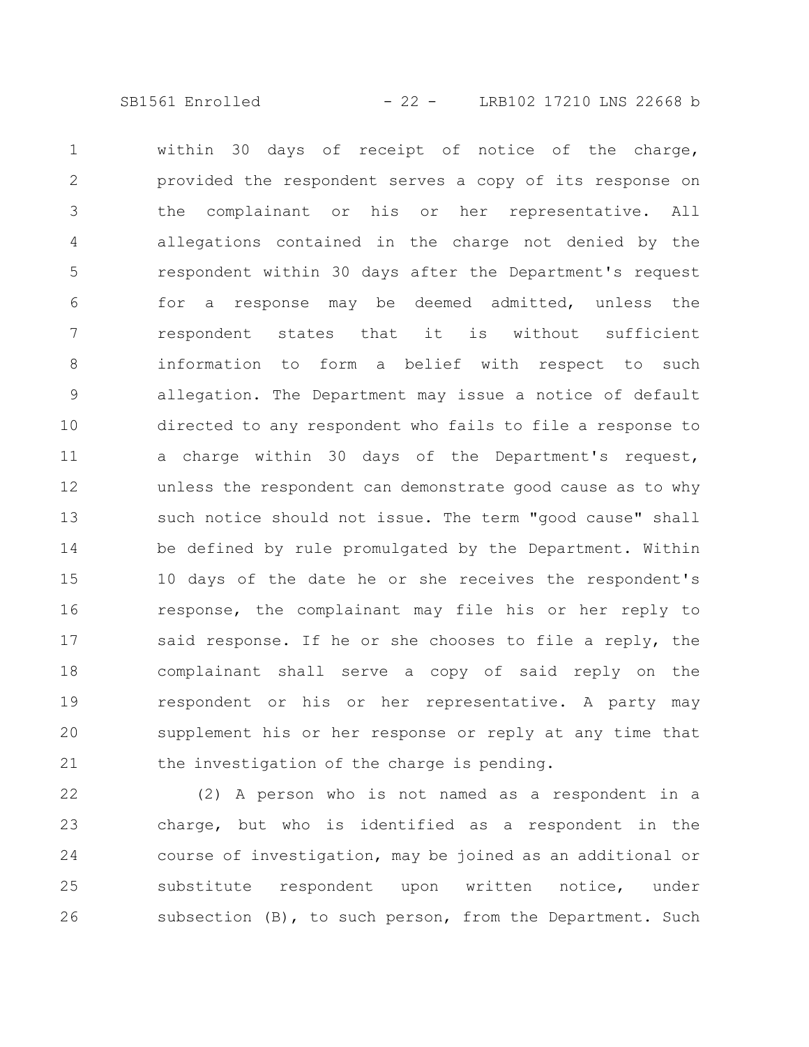within 30 days of receipt of notice of the charge, provided the respondent serves a copy of its response on the complainant or his or her representative. All allegations contained in the charge not denied by the respondent within 30 days after the Department's request for a response may be deemed admitted, unless the respondent states that it is without sufficient information to form a belief with respect to such allegation. The Department may issue a notice of default directed to any respondent who fails to file a response to a charge within 30 days of the Department's request, unless the respondent can demonstrate good cause as to why such notice should not issue. The term "good cause" shall be defined by rule promulgated by the Department. Within 10 days of the date he or she receives the respondent's response, the complainant may file his or her reply to said response. If he or she chooses to file a reply, the complainant shall serve a copy of said reply on the respondent or his or her representative. A party may supplement his or her response or reply at any time that the investigation of the charge is pending.

(2) A person who is not named as a respondent in a charge, but who is identified as a respondent in the course of investigation, may be joined as an additional or substitute respondent upon written notice, under subsection (B), to such person, from the Department. Such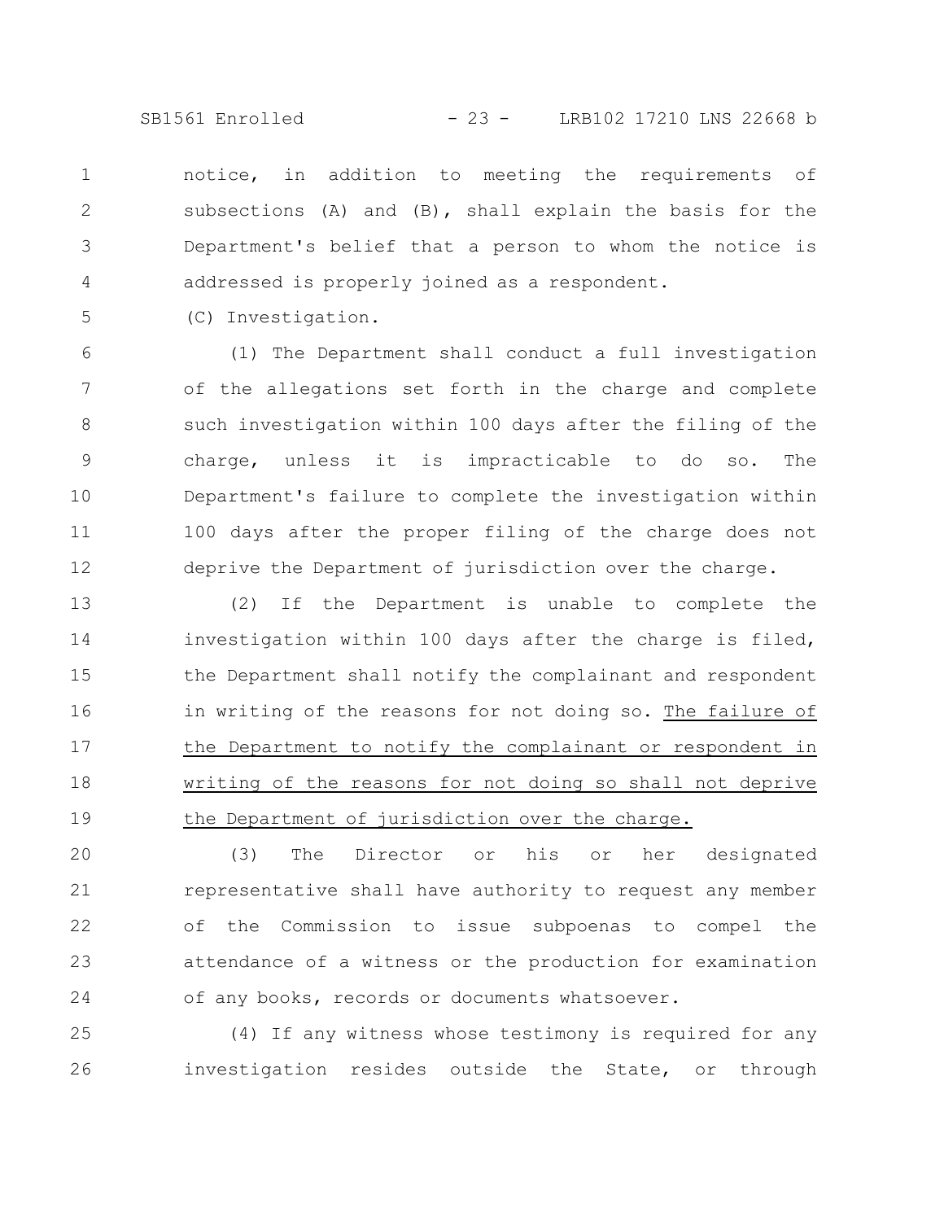notice, in addition to meeting the requirements of subsections (A) and (B), shall explain the basis for the Department's belief that a person to whom the notice is addressed is properly joined as a respondent.

(C) Investigation.

(1) The Department shall conduct a full investigation of the allegations set forth in the charge and complete such investigation within 100 days after the filing of the charge, unless it is impracticable to do so. The Department's failure to complete the investigation within 100 days after the proper filing of the charge does not deprive the Department of jurisdiction over the charge.

(2) If the Department is unable to complete the investigation within 100 days after the charge is filed, the Department shall notify the complainant and respondent in writing of the reasons for not doing so. <u>The failure of the Department to notify the complainant or respondent in writing of the reasons for not doing so shall not deprive the Department of jurisdiction over the charge.</u>

(3) The Director or his or her designated representative shall have authority to request any member of the Commission to issue subpoenas to compel the attendance of a witness or the production for examination of any books, records or documents whatsoever.

(4) If any witness whose testimony is required for any investigation resides outside the State, or through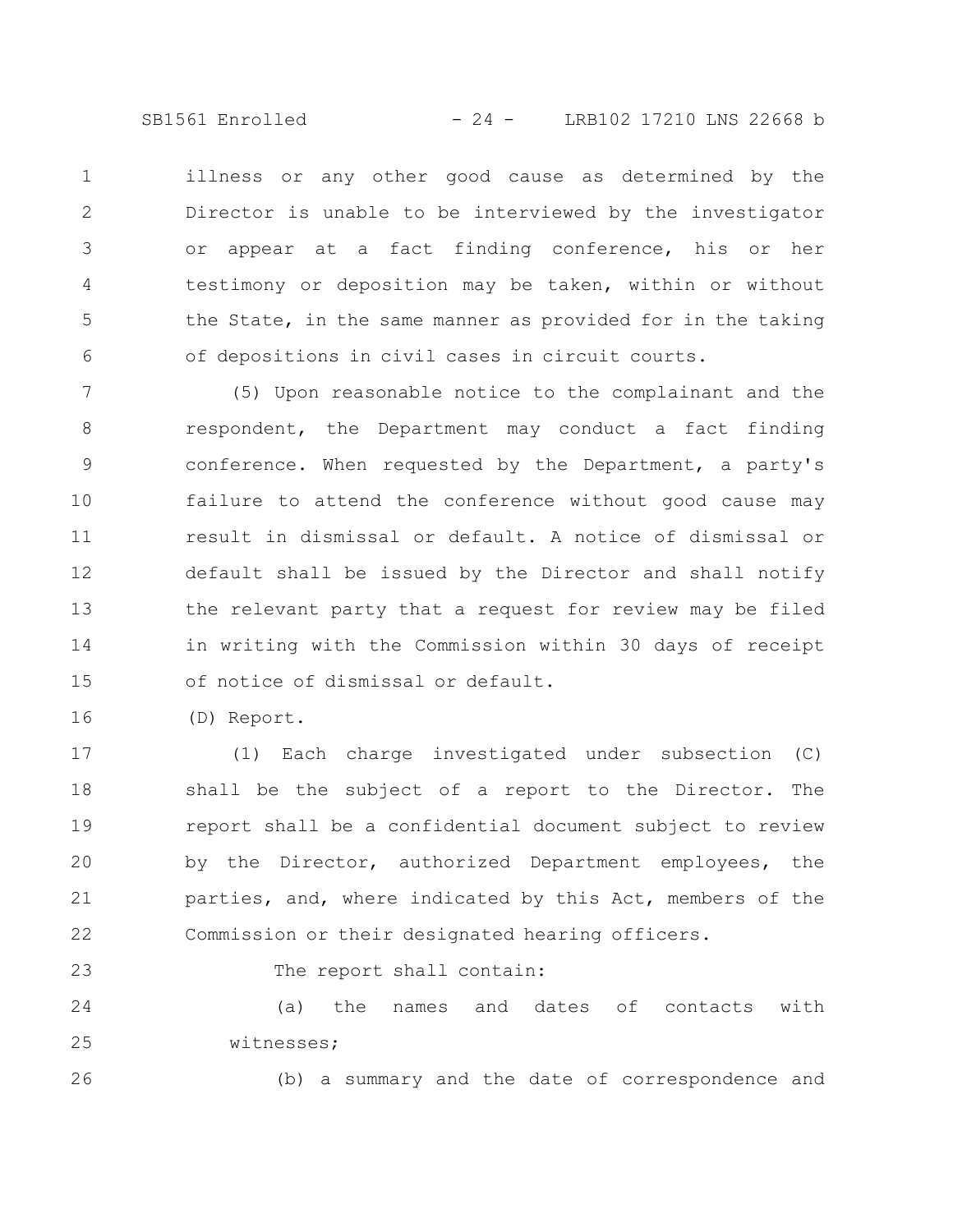illness or any other good cause as determined by the Director is unable to be interviewed by the investigator or appear at a fact finding conference, his or her testimony or deposition may be taken, within or without the State, in the same manner as provided for in the taking of depositions in civil cases in circuit courts.

(5) Upon reasonable notice to the complainant and the respondent, the Department may conduct a fact finding conference. When requested by the Department, a party's failure to attend the conference without good cause may result in dismissal or default. A notice of dismissal or default shall be issued by the Director and shall notify the relevant party that a request for review may be filed in writing with the Commission within 30 days of receipt of notice of dismissal or default.

(D) Report.

(1) Each charge investigated under subsection (C) shall be the subject of a report to the Director. The report shall be a confidential document subject to review by the Director, authorized Department employees, the parties, and, where indicated by this Act, members of the Commission or their designated hearing officers.

The report shall contain:

(a) the names and dates of contacts with witnesses;

(b) a summary and the date of correspondence and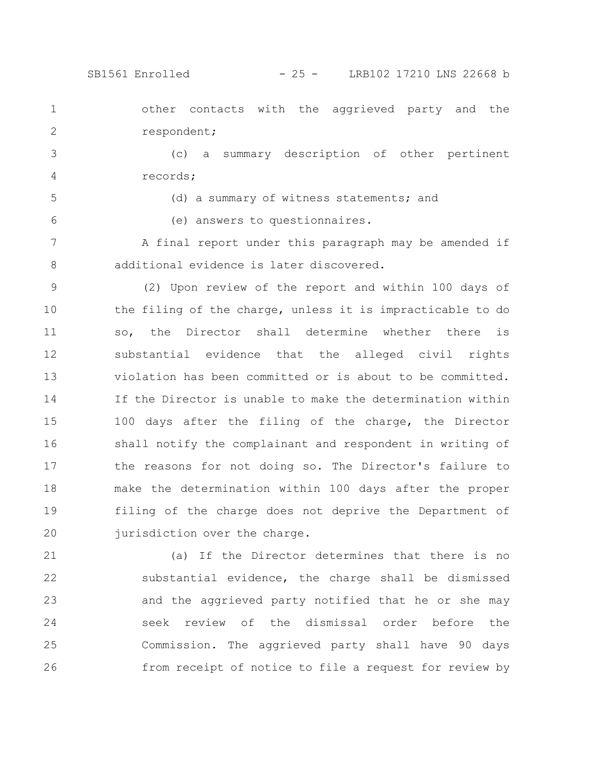other contacts with the aggrieved party and the respondent;

(c) a summary description of other pertinent records;

(d) a summary of witness statements; and

(e) answers to questionnaires.

A final report under this paragraph may be amended if additional evidence is later discovered.

(2) Upon review of the report and within 100 days of the filing of the charge, unless it is impracticable to do so, the Director shall determine whether there is substantial evidence that the alleged civil rights violation has been committed or is about to be committed. If the Director is unable to make the determination within 100 days after the filing of the charge, the Director shall notify the complainant and respondent in writing of the reasons for not doing so. The Director's failure to make the determination within 100 days after the proper filing of the charge does not deprive the Department of jurisdiction over the charge.

(a) If the Director determines that there is no substantial evidence, the charge shall be dismissed and the aggrieved party notified that he or she may seek review of the dismissal order before the Commission. The aggrieved party shall have 90 days from receipt of notice to file a request for review by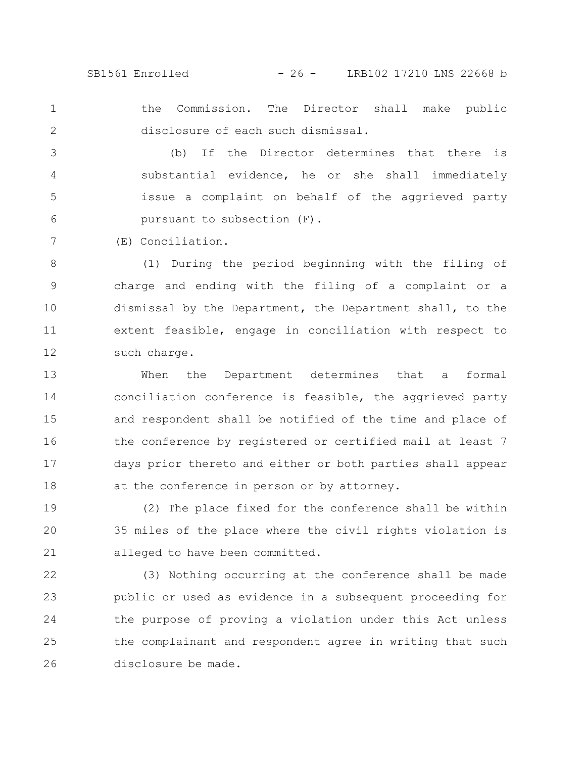the Commission. The Director shall make public disclosure of each such dismissal.

(b) If the Director determines that there is substantial evidence, he or she shall immediately issue a complaint on behalf of the aggrieved party pursuant to subsection (F).

(E) Conciliation.

(1) During the period beginning with the filing of charge and ending with the filing of a complaint or a dismissal by the Department, the Department shall, to the extent feasible, engage in conciliation with respect to such charge.

When the Department determines that a formal conciliation conference is feasible, the aggrieved party and respondent shall be notified of the time and place of the conference by registered or certified mail at least 7 days prior thereto and either or both parties shall appear at the conference in person or by attorney.

(2) The place fixed for the conference shall be within 35 miles of the place where the civil rights violation is alleged to have been committed.

(3) Nothing occurring at the conference shall be made public or used as evidence in a subsequent proceeding for the purpose of proving a violation under this Act unless the complainant and respondent agree in writing that such disclosure be made.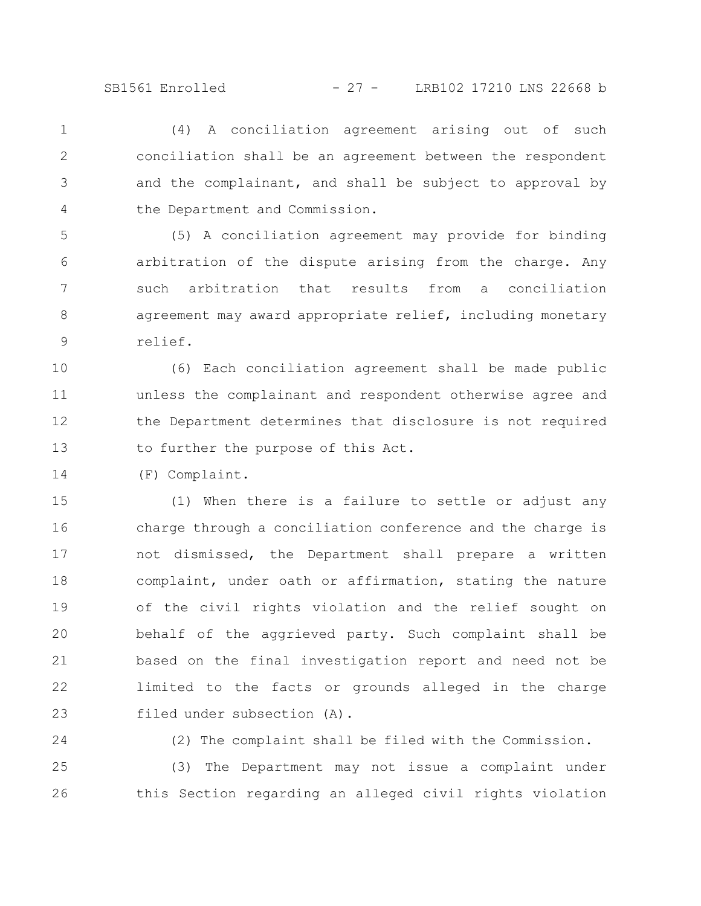(4) A conciliation agreement arising out of such conciliation shall be an agreement between the respondent and the complainant, and shall be subject to approval by the Department and Commission.

(5) A conciliation agreement may provide for binding arbitration of the dispute arising from the charge. Any such arbitration that results from a conciliation agreement may award appropriate relief, including monetary relief.

(6) Each conciliation agreement shall be made public unless the complainant and respondent otherwise agree and the Department determines that disclosure is not required to further the purpose of this Act.

(F) Complaint.

(1) When there is a failure to settle or adjust any charge through a conciliation conference and the charge is not dismissed, the Department shall prepare a written complaint, under oath or affirmation, stating the nature of the civil rights violation and the relief sought on behalf of the aggrieved party. Such complaint shall be based on the final investigation report and need not be limited to the facts or grounds alleged in the charge filed under subsection (A).

(2) The complaint shall be filed with the Commission.

(3) The Department may not issue a complaint under this Section regarding an alleged civil rights violation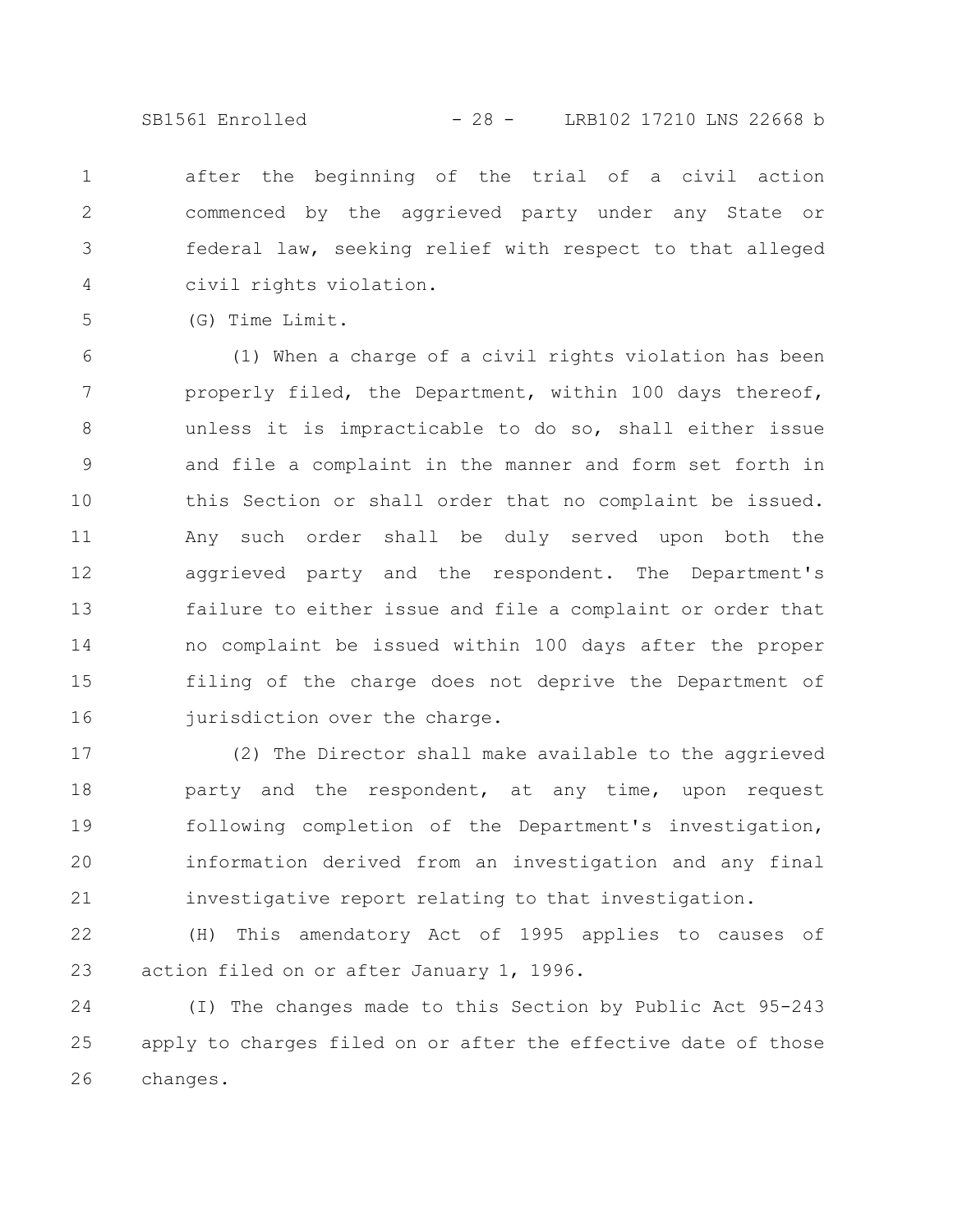after the beginning of the trial of a civil action commenced by the aggrieved party under any State or federal law, seeking relief with respect to that alleged civil rights violation.

(G) Time Limit.

(1) When a charge of a civil rights violation has been properly filed, the Department, within 100 days thereof, unless it is impracticable to do so, shall either issue and file a complaint in the manner and form set forth in this Section or shall order that no complaint be issued. Any such order shall be duly served upon both the aggrieved party and the respondent. The Department's failure to either issue and file a complaint or order that no complaint be issued within 100 days after the proper filing of the charge does not deprive the Department of jurisdiction over the charge.

(2) The Director shall make available to the aggrieved party and the respondent, at any time, upon request following completion of the Department's investigation, information derived from an investigation and any final investigative report relating to that investigation.

(H) This amendatory Act of 1995 applies to causes of action filed on or after January 1, 1996.

(I) The changes made to this Section by Public Act 95-243 apply to charges filed on or after the effective date of those changes.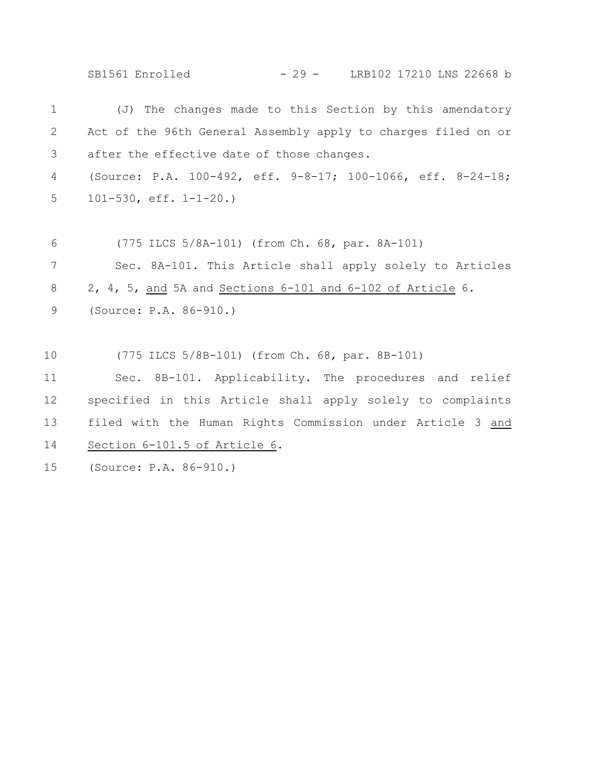(J) The changes made to this Section by this amendatory Act of the 96th General Assembly apply to charges filed on or after the effective date of those changes.

(Source: P.A. 100-492, eff. 9-8-17; 100-1066, eff. 8-24-18; 101-530, eff. 1-1-20.)

(775 ILCS 5/8A-101) (from Ch. 68, par. 8A-101)

Sec. 8A-101. This Article shall apply solely to Articles 2, 4, 5, and 5A and Sections 6-101 and 6-102 of Article 6.

(Source: P.A. 86-910.)

(775 ILCS 5/8B-101) (from Ch. 68, par. 8B-101)

Sec. 8B-101. Applicability. The procedures and relief specified in this Article shall apply solely to complaints filed with the Human Rights Commission under Article 3 and Section 6-101.5 of Article 6.

(Source: P.A. 86-910.)